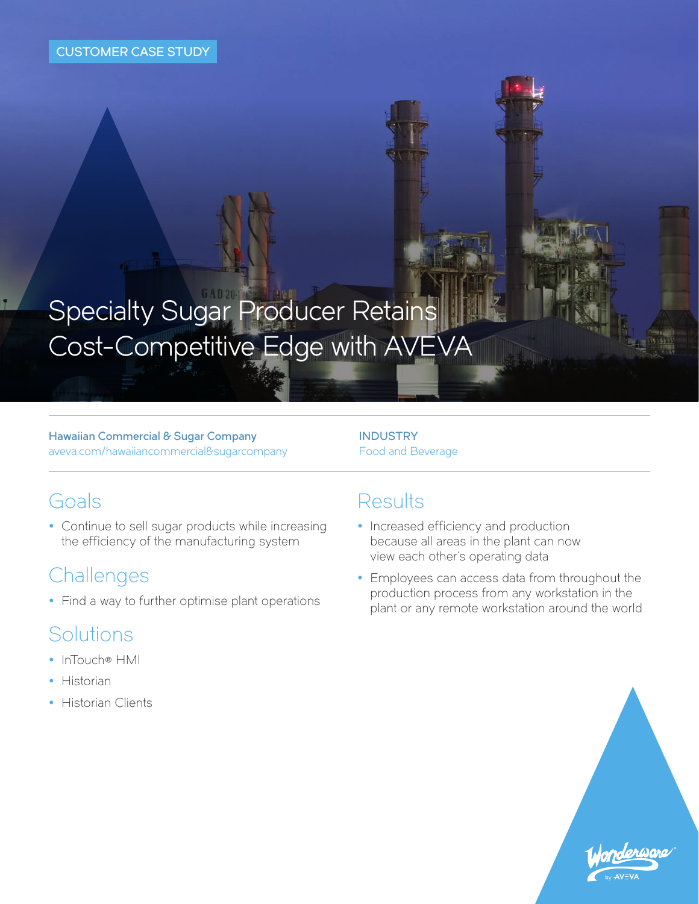CUSTOMER CASE STUDY

# Specialty Sugar Producer Retains Cost-Competitive Edge with AVEVA

**Hawaiian Commercial & Sugar Company**
aveva.com/hawaiiancommercial&sugarcompany

**INDUSTRY**
Food and Beverage

## Goals

- Continue to sell sugar products while increasing the efficiency of the manufacturing system

## Challenges

- Find a way to further optimise plant operations

## Solutions

- InTouch® HMI
- Historian
- Historian Clients

## Results

- Increased efficiency and production because all areas in the plant can now view each other's operating data
- Employees can access data from throughout the production process from any workstation in the plant or any remote workstation around the world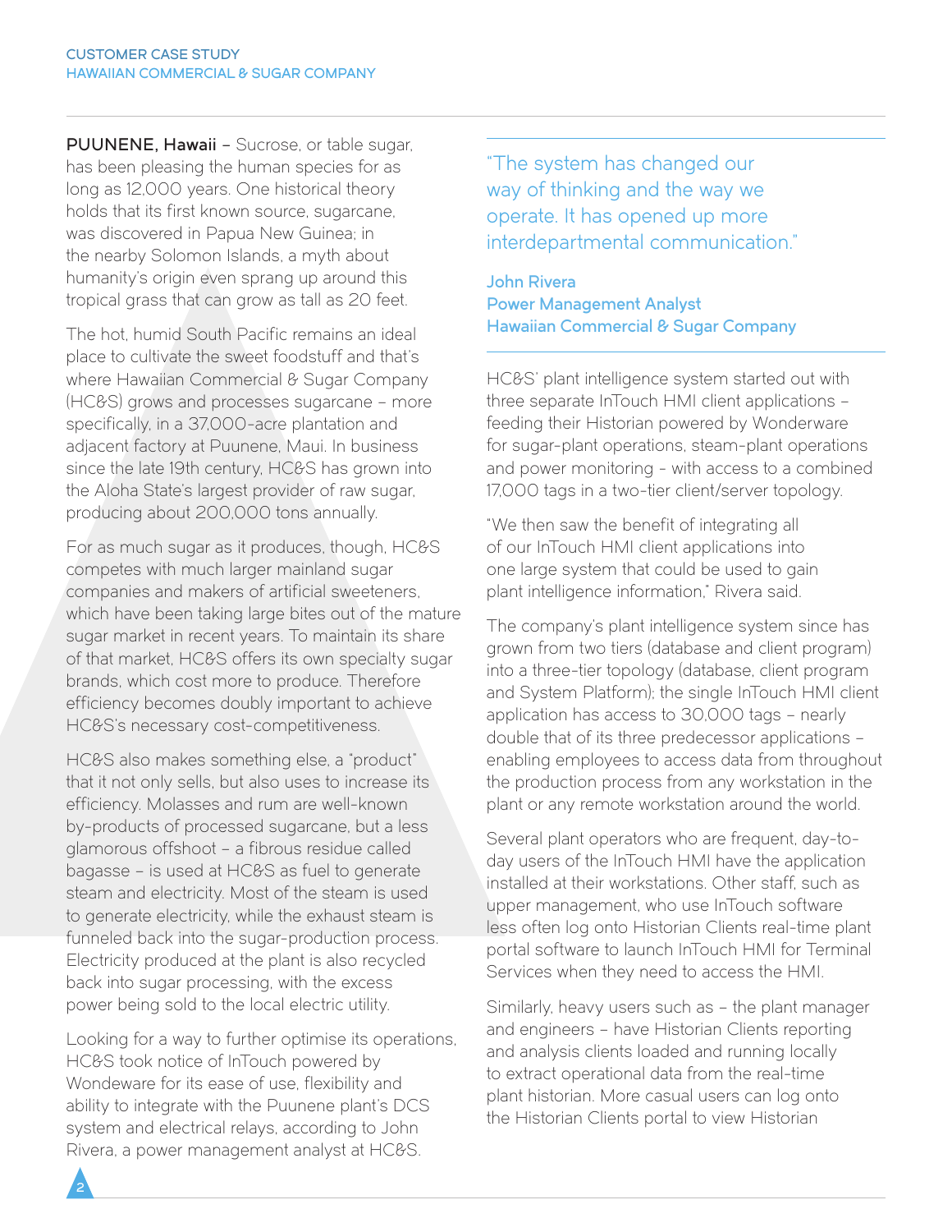**PUUNENE, Hawaii** – Sucrose, or table sugar, has been pleasing the human species for as long as 12,000 years. One historical theory holds that its first known source, sugarcane, was discovered in Papua New Guinea; in the nearby Solomon Islands, a myth about humanity's origin even sprang up around this tropical grass that can grow as tall as 20 feet.

The hot, humid South Pacific remains an ideal place to cultivate the sweet foodstuff and that's where Hawaiian Commercial & Sugar Company (HC&S) grows and processes sugarcane – more specifically, in a 37,000-acre plantation and adjacent factory at Puunene, Maui. In business since the late 19th century, HC&S has grown into the Aloha State's largest provider of raw sugar, producing about 200,000 tons annually.

For as much sugar as it produces, though, HC&S competes with much larger mainland sugar companies and makers of artificial sweeteners, which have been taking large bites out of the mature sugar market in recent years. To maintain its share of that market, HC&S offers its own specialty sugar brands, which cost more to produce. Therefore efficiency becomes doubly important to achieve HC&S's necessary cost-competitiveness.

HC&S also makes something else, a "product" that it not only sells, but also uses to increase its efficiency. Molasses and rum are well-known by-products of processed sugarcane, but a less glamorous offshoot – a fibrous residue called bagasse – is used at HC&S as fuel to generate steam and electricity. Most of the steam is used to generate electricity, while the exhaust steam is funneled back into the sugar-production process. Electricity produced at the plant is also recycled back into sugar processing, with the excess power being sold to the local electric utility.

Looking for a way to further optimise its operations, HC&S took notice of InTouch powered by Wondeware for its ease of use, flexibility and ability to integrate with the Puunene plant's DCS system and electrical relays, according to John Rivera, a power management analyst at HC&S.

> "The system has changed our way of thinking and the way we operate. It has opened up more interdepartmental communication."
>
> **John Rivera**
> **Power Management Analyst**
> **Hawaiian Commercial & Sugar Company**

HC&S' plant intelligence system started out with three separate InTouch HMI client applications – feeding their Historian powered by Wonderware for sugar-plant operations, steam-plant operations and power monitoring - with access to a combined 17,000 tags in a two-tier client/server topology.

"We then saw the benefit of integrating all of our InTouch HMI client applications into one large system that could be used to gain plant intelligence information," Rivera said.

The company's plant intelligence system since has grown from two tiers (database and client program) into a three-tier topology (database, client program and System Platform); the single InTouch HMI client application has access to 30,000 tags – nearly double that of its three predecessor applications – enabling employees to access data from throughout the production process from any workstation in the plant or any remote workstation around the world.

Several plant operators who are frequent, day-to-day users of the InTouch HMI have the application installed at their workstations. Other staff, such as upper management, who use InTouch software less often log onto Historian Clients real-time plant portal software to launch InTouch HMI for Terminal Services when they need to access the HMI.

Similarly, heavy users such as – the plant manager and engineers – have Historian Clients reporting and analysis clients loaded and running locally to extract operational data from the real-time plant historian. More casual users can log onto the Historian Clients portal to view Historian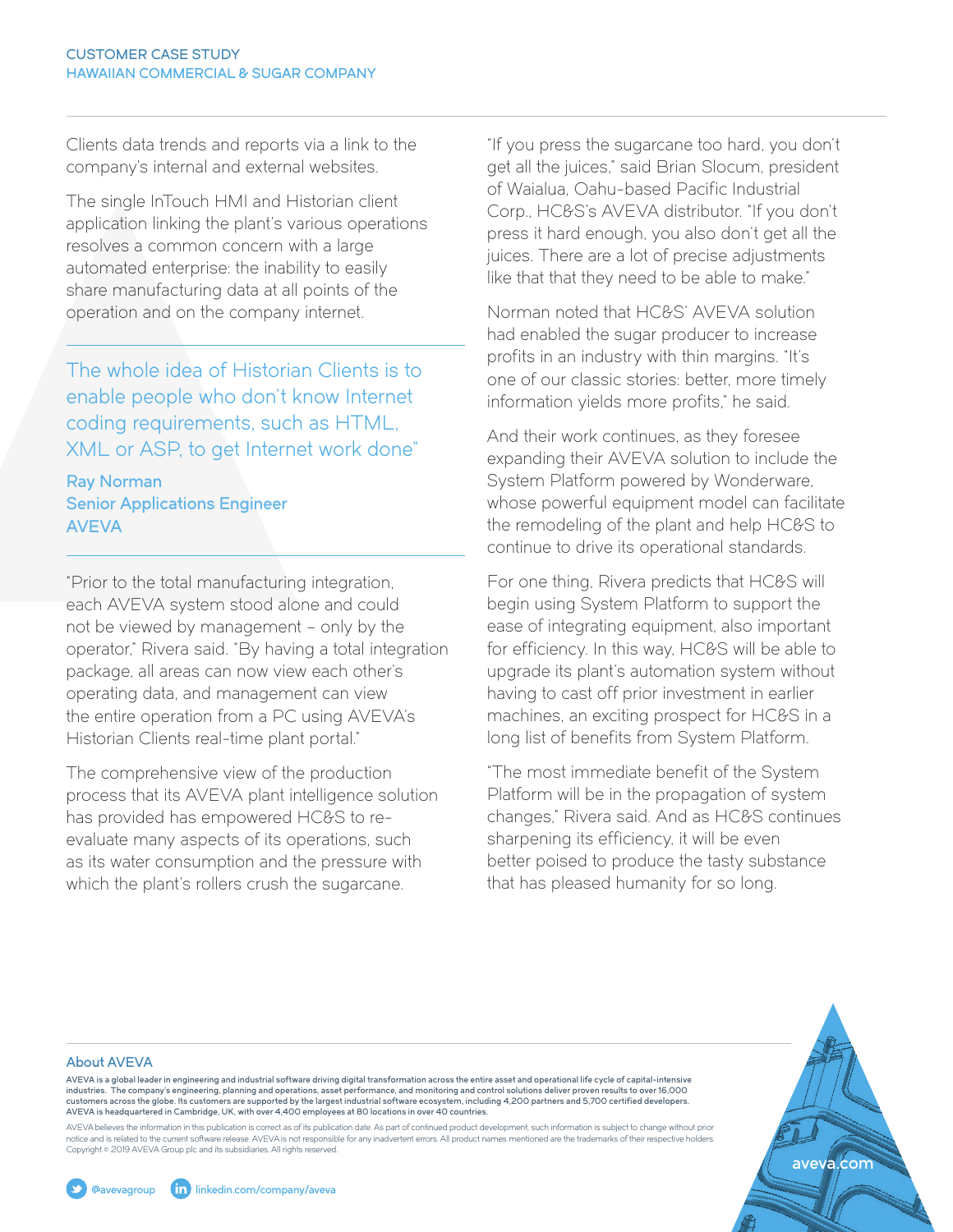Clients data trends and reports via a link to the company's internal and external websites.

The single InTouch HMI and Historian client application linking the plant's various operations resolves a common concern with a large automated enterprise: the inability to easily share manufacturing data at all points of the operation and on the company internet.

> The whole idea of Historian Clients is to enable people who don't know Internet coding requirements, such as HTML, XML or ASP, to get Internet work done"
>
> **Ray Norman**
> **Senior Applications Engineer**
> **AVEVA**

"Prior to the total manufacturing integration, each AVEVA system stood alone and could not be viewed by management – only by the operator," Rivera said. "By having a total integration package, all areas can now view each other's operating data, and management can view the entire operation from a PC using AVEVA's Historian Clients real-time plant portal."

The comprehensive view of the production process that its AVEVA plant intelligence solution has provided has empowered HC&S to re-evaluate many aspects of its operations, such as its water consumption and the pressure with which the plant's rollers crush the sugarcane.

"If you press the sugarcane too hard, you don't get all the juices," said Brian Slocum, president of Waialua, Oahu-based Pacific Industrial Corp., HC&S's AVEVA distributor. "If you don't press it hard enough, you also don't get all the juices. There are a lot of precise adjustments like that that they need to be able to make."

Norman noted that HC&S' AVEVA solution had enabled the sugar producer to increase profits in an industry with thin margins. "It's one of our classic stories: better, more timely information yields more profits," he said.

And their work continues, as they foresee expanding their AVEVA solution to include the System Platform powered by Wonderware, whose powerful equipment model can facilitate the remodeling of the plant and help HC&S to continue to drive its operational standards.

For one thing, Rivera predicts that HC&S will begin using System Platform to support the ease of integrating equipment, also important for efficiency. In this way, HC&S will be able to upgrade its plant's automation system without having to cast off prior investment in earlier machines, an exciting prospect for HC&S in a long list of benefits from System Platform.

"The most immediate benefit of the System Platform will be in the propagation of system changes," Rivera said. And as HC&S continues sharpening its efficiency, it will be even better poised to produce the tasty substance that has pleased humanity for so long.

## About AVEVA

AVEVA is a global leader in engineering and industrial software driving digital transformation across the entire asset and operational life cycle of capital-intensive industries. The company's engineering, planning and operations, asset performance, and monitoring and control solutions deliver proven results to over 16,000 customers across the globe. Its customers are supported by the largest industrial software ecosystem, including 4,200 partners and 5,700 certified developers. AVEVA is headquartered in Cambridge, UK, with over 4,400 employees at 80 locations in over 40 countries.

AVEVA believes the information in this publication is correct as of its publication date. As part of continued product development, such information is subject to change without prior notice and is related to the current software release. AVEVA is not responsible for any inadvertent errors. All product names mentioned are the trademarks of their respective holders. Copyright © 2019 AVEVA Group plc and its subsidiaries. All rights reserved.

aveva.com

@avevagroup   linkedin.com/company/aveva